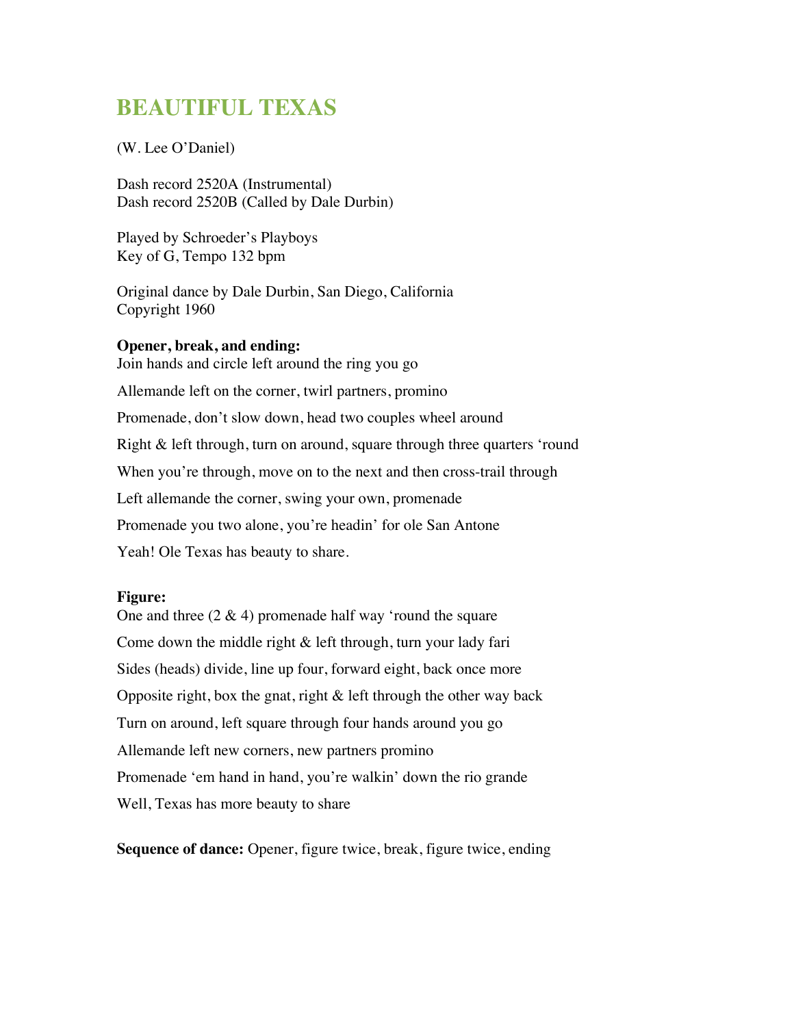# BEAUTIFUL TEXAS

(W. Lee O'Daniel)

Dash record 2520A (Instrumental)
Dash record 2520B (Called by Dale Durbin)

Played by Schroeder's Playboys
Key of G, Tempo 132 bpm

Original dance by Dale Durbin, San Diego, California
Copyright 1960

**Opener, break, and ending:**

Join hands and circle left around the ring you go

Allemande left on the corner, twirl partners, promino

Promenade, don't slow down, head two couples wheel around

Right & left through, turn on around, square through three quarters 'round

When you're through, move on to the next and then cross-trail through

Left allemande the corner, swing your own, promenade

Promenade you two alone, you're headin' for ole San Antone

Yeah! Ole Texas has beauty to share.

**Figure:**

One and three (2 & 4) promenade half way 'round the square

Come down the middle right & left through, turn your lady fari

Sides (heads) divide, line up four, forward eight, back once more

Opposite right, box the gnat, right & left through the other way back

Turn on around, left square through four hands around you go

Allemande left new corners, new partners promino

Promenade 'em hand in hand, you're walkin' down the rio grande

Well, Texas has more beauty to share

**Sequence of dance:** Opener, figure twice, break, figure twice, ending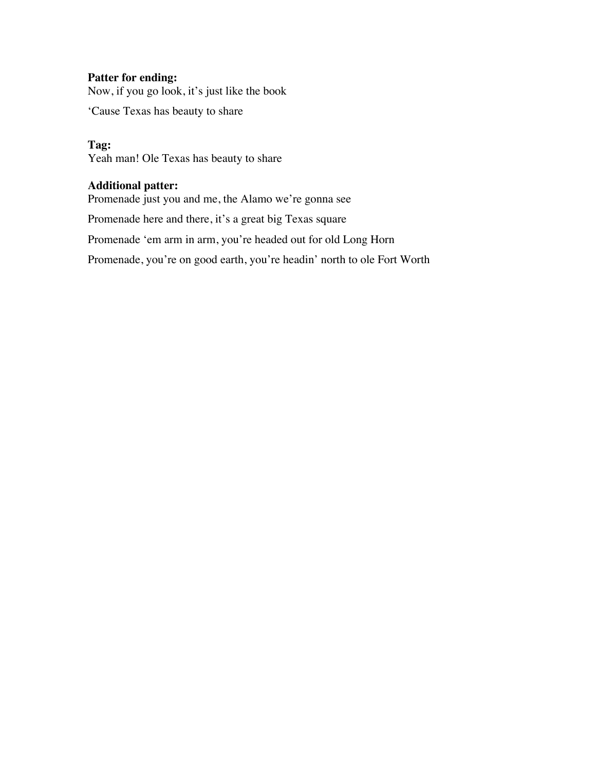**Patter for ending:**
Now, if you go look, it's just like the book

'Cause Texas has beauty to share

**Tag:**
Yeah man! Ole Texas has beauty to share

**Additional patter:**
Promenade just you and me, the Alamo we're gonna see

Promenade here and there, it's a great big Texas square

Promenade 'em arm in arm, you're headed out for old Long Horn

Promenade, you're on good earth, you're headin' north to ole Fort Worth